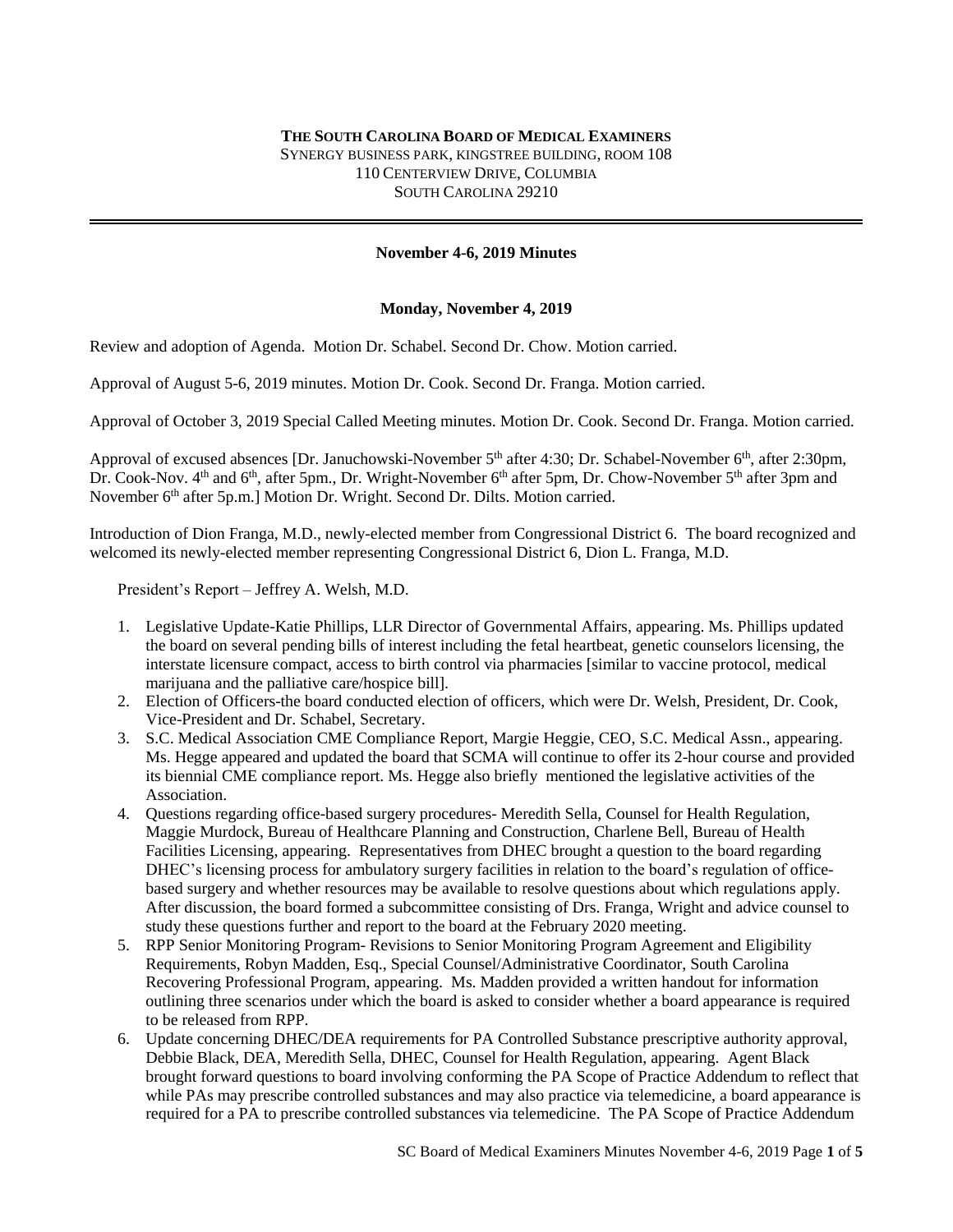**THE SOUTH CAROLINA BOARD OF MEDICAL EXAMINERS**
SYNERGY BUSINESS PARK, KINGSTREE BUILDING, ROOM 108
110 CENTERVIEW DRIVE, COLUMBIA
SOUTH CAROLINA 29210

---

**November 4-6, 2019 Minutes**

**Monday, November 4, 2019**

Review and adoption of Agenda. Motion Dr. Schabel. Second Dr. Chow. Motion carried.

Approval of August 5-6, 2019 minutes. Motion Dr. Cook. Second Dr. Franga. Motion carried.

Approval of October 3, 2019 Special Called Meeting minutes. Motion Dr. Cook. Second Dr. Franga. Motion carried.

Approval of excused absences [Dr. Januchowski-November 5th after 4:30; Dr. Schabel-November 6th, after 2:30pm, Dr. Cook-Nov. 4th and 6th, after 5pm., Dr. Wright-November 6th after 5pm, Dr. Chow-November 5th after 3pm and November 6th after 5p.m.] Motion Dr. Wright. Second Dr. Dilts. Motion carried.

Introduction of Dion Franga, M.D., newly-elected member from Congressional District 6. The board recognized and welcomed its newly-elected member representing Congressional District 6, Dion L. Franga, M.D.

President's Report – Jeffrey A. Welsh, M.D.

1. Legislative Update-Katie Phillips, LLR Director of Governmental Affairs, appearing. Ms. Phillips updated the board on several pending bills of interest including the fetal heartbeat, genetic counselors licensing, the interstate licensure compact, access to birth control via pharmacies [similar to vaccine protocol, medical marijuana and the palliative care/hospice bill].
2. Election of Officers-the board conducted election of officers, which were Dr. Welsh, President, Dr. Cook, Vice-President and Dr. Schabel, Secretary.
3. S.C. Medical Association CME Compliance Report, Margie Heggie, CEO, S.C. Medical Assn., appearing. Ms. Hegge appeared and updated the board that SCMA will continue to offer its 2-hour course and provided its biennial CME compliance report. Ms. Hegge also briefly mentioned the legislative activities of the Association.
4. Questions regarding office-based surgery procedures- Meredith Sella, Counsel for Health Regulation, Maggie Murdock, Bureau of Healthcare Planning and Construction, Charlene Bell, Bureau of Health Facilities Licensing, appearing. Representatives from DHEC brought a question to the board regarding DHEC's licensing process for ambulatory surgery facilities in relation to the board's regulation of office-based surgery and whether resources may be available to resolve questions about which regulations apply. After discussion, the board formed a subcommittee consisting of Drs. Franga, Wright and advice counsel to study these questions further and report to the board at the February 2020 meeting.
5. RPP Senior Monitoring Program- Revisions to Senior Monitoring Program Agreement and Eligibility Requirements, Robyn Madden, Esq., Special Counsel/Administrative Coordinator, South Carolina Recovering Professional Program, appearing. Ms. Madden provided a written handout for information outlining three scenarios under which the board is asked to consider whether a board appearance is required to be released from RPP.
6. Update concerning DHEC/DEA requirements for PA Controlled Substance prescriptive authority approval, Debbie Black, DEA, Meredith Sella, DHEC, Counsel for Health Regulation, appearing. Agent Black brought forward questions to board involving conforming the PA Scope of Practice Addendum to reflect that while PAs may prescribe controlled substances and may also practice via telemedicine, a board appearance is required for a PA to prescribe controlled substances via telemedicine. The PA Scope of Practice Addendum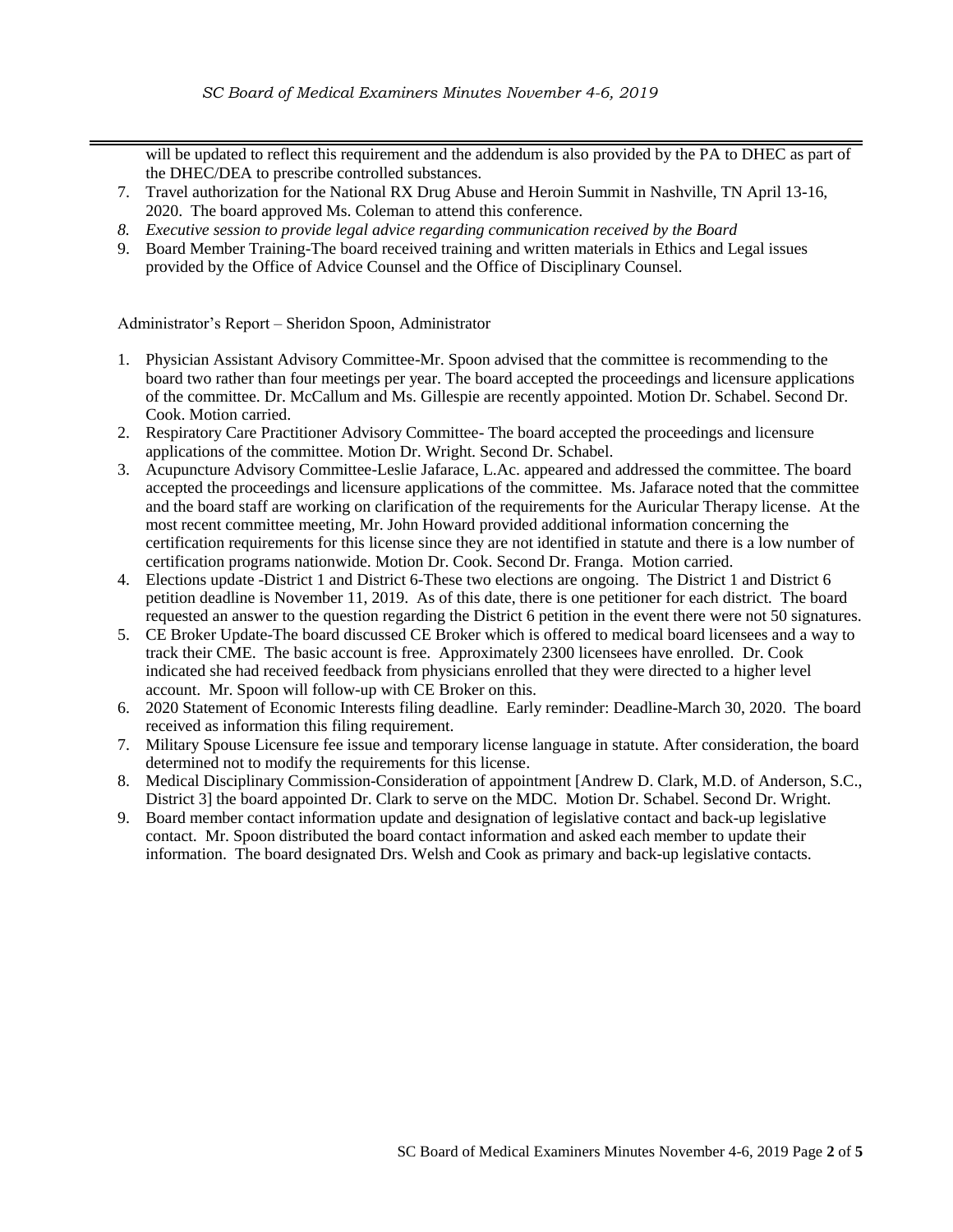will be updated to reflect this requirement and the addendum is also provided by the PA to DHEC as part of the DHEC/DEA to prescribe controlled substances.

7. Travel authorization for the National RX Drug Abuse and Heroin Summit in Nashville, TN April 13-16, 2020. The board approved Ms. Coleman to attend this conference.
8. *Executive session to provide legal advice regarding communication received by the Board*
9. Board Member Training-The board received training and written materials in Ethics and Legal issues provided by the Office of Advice Counsel and the Office of Disciplinary Counsel.

Administrator's Report – Sheridon Spoon, Administrator

1. Physician Assistant Advisory Committee-Mr. Spoon advised that the committee is recommending to the board two rather than four meetings per year. The board accepted the proceedings and licensure applications of the committee. Dr. McCallum and Ms. Gillespie are recently appointed. Motion Dr. Schabel. Second Dr. Cook. Motion carried.
2. Respiratory Care Practitioner Advisory Committee- The board accepted the proceedings and licensure applications of the committee. Motion Dr. Wright. Second Dr. Schabel.
3. Acupuncture Advisory Committee-Leslie Jafarace, L.Ac. appeared and addressed the committee. The board accepted the proceedings and licensure applications of the committee. Ms. Jafarace noted that the committee and the board staff are working on clarification of the requirements for the Auricular Therapy license. At the most recent committee meeting, Mr. John Howard provided additional information concerning the certification requirements for this license since they are not identified in statute and there is a low number of certification programs nationwide. Motion Dr. Cook. Second Dr. Franga. Motion carried.
4. Elections update -District 1 and District 6-These two elections are ongoing. The District 1 and District 6 petition deadline is November 11, 2019. As of this date, there is one petitioner for each district. The board requested an answer to the question regarding the District 6 petition in the event there were not 50 signatures.
5. CE Broker Update-The board discussed CE Broker which is offered to medical board licensees and a way to track their CME. The basic account is free. Approximately 2300 licensees have enrolled. Dr. Cook indicated she had received feedback from physicians enrolled that they were directed to a higher level account. Mr. Spoon will follow-up with CE Broker on this.
6. 2020 Statement of Economic Interests filing deadline. Early reminder: Deadline-March 30, 2020. The board received as information this filing requirement.
7. Military Spouse Licensure fee issue and temporary license language in statute. After consideration, the board determined not to modify the requirements for this license.
8. Medical Disciplinary Commission-Consideration of appointment [Andrew D. Clark, M.D. of Anderson, S.C., District 3] the board appointed Dr. Clark to serve on the MDC. Motion Dr. Schabel. Second Dr. Wright.
9. Board member contact information update and designation of legislative contact and back-up legislative contact. Mr. Spoon distributed the board contact information and asked each member to update their information. The board designated Drs. Welsh and Cook as primary and back-up legislative contacts.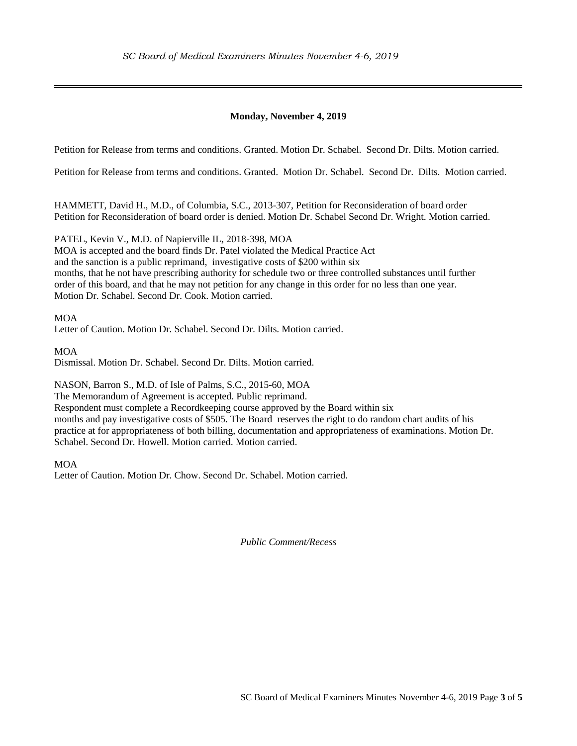**Monday, November 4, 2019**

Petition for Release from terms and conditions. Granted. Motion Dr. Schabel. Second Dr. Dilts. Motion carried.

Petition for Release from terms and conditions. Granted. Motion Dr. Schabel. Second Dr. Dilts. Motion carried.

HAMMETT, David H., M.D., of Columbia, S.C., 2013-307, Petition for Reconsideration of board order
Petition for Reconsideration of board order is denied. Motion Dr. Schabel Second Dr. Wright. Motion carried.

PATEL, Kevin V., M.D. of Napierville IL, 2018-398, MOA
MOA is accepted and the board finds Dr. Patel violated the Medical Practice Act and the sanction is a public reprimand, investigative costs of $200 within six months, that he not have prescribing authority for schedule two or three controlled substances until further order of this board, and that he may not petition for any change in this order for no less than one year. Motion Dr. Schabel. Second Dr. Cook. Motion carried.

MOA
Letter of Caution. Motion Dr. Schabel. Second Dr. Dilts. Motion carried.

MOA
Dismissal. Motion Dr. Schabel. Second Dr. Dilts. Motion carried.

NASON, Barron S., M.D. of Isle of Palms, S.C., 2015-60, MOA
The Memorandum of Agreement is accepted. Public reprimand.
Respondent must complete a Recordkeeping course approved by the Board within six months and pay investigative costs of $505. The Board reserves the right to do random chart audits of his practice at for appropriateness of both billing, documentation and appropriateness of examinations. Motion Dr. Schabel. Second Dr. Howell. Motion carried. Motion carried.

MOA
Letter of Caution. Motion Dr. Chow. Second Dr. Schabel. Motion carried.

*Public Comment/Recess*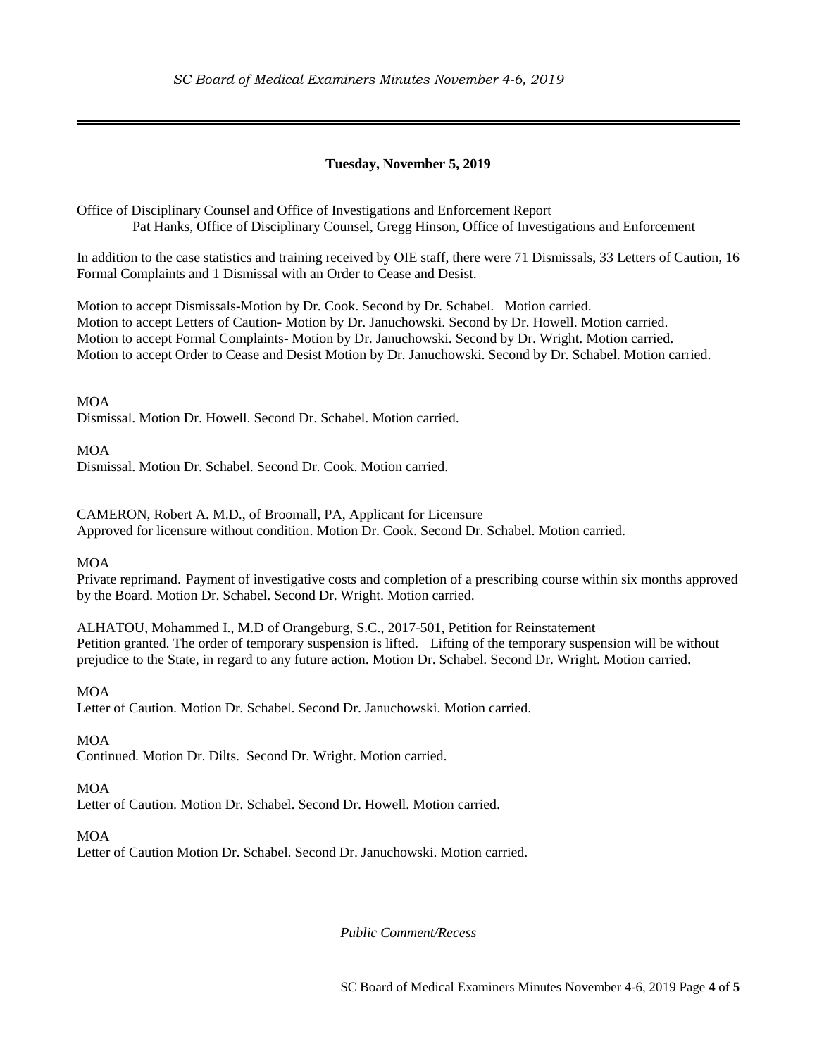**Tuesday, November 5, 2019**

Office of Disciplinary Counsel and Office of Investigations and Enforcement Report
Pat Hanks, Office of Disciplinary Counsel, Gregg Hinson, Office of Investigations and Enforcement

In addition to the case statistics and training received by OIE staff, there were 71 Dismissals, 33 Letters of Caution, 16 Formal Complaints and 1 Dismissal with an Order to Cease and Desist.

Motion to accept Dismissals-Motion by Dr. Cook. Second by Dr. Schabel. Motion carried.
Motion to accept Letters of Caution- Motion by Dr. Januchowski. Second by Dr. Howell. Motion carried.
Motion to accept Formal Complaints- Motion by Dr. Januchowski. Second by Dr. Wright. Motion carried.
Motion to accept Order to Cease and Desist Motion by Dr. Januchowski. Second by Dr. Schabel. Motion carried.

MOA
Dismissal. Motion Dr. Howell. Second Dr. Schabel. Motion carried.

MOA
Dismissal. Motion Dr. Schabel. Second Dr. Cook. Motion carried.

CAMERON, Robert A. M.D., of Broomall, PA, Applicant for Licensure
Approved for licensure without condition. Motion Dr. Cook. Second Dr. Schabel. Motion carried.

MOA
Private reprimand. Payment of investigative costs and completion of a prescribing course within six months approved by the Board. Motion Dr. Schabel. Second Dr. Wright. Motion carried.

ALHATOU, Mohammed I., M.D of Orangeburg, S.C., 2017-501, Petition for Reinstatement
Petition granted. The order of temporary suspension is lifted. Lifting of the temporary suspension will be without prejudice to the State, in regard to any future action. Motion Dr. Schabel. Second Dr. Wright. Motion carried.

MOA
Letter of Caution. Motion Dr. Schabel. Second Dr. Januchowski. Motion carried.

MOA
Continued. Motion Dr. Dilts. Second Dr. Wright. Motion carried.

MOA
Letter of Caution. Motion Dr. Schabel. Second Dr. Howell. Motion carried.

MOA
Letter of Caution Motion Dr. Schabel. Second Dr. Januchowski. Motion carried.

*Public Comment/Recess*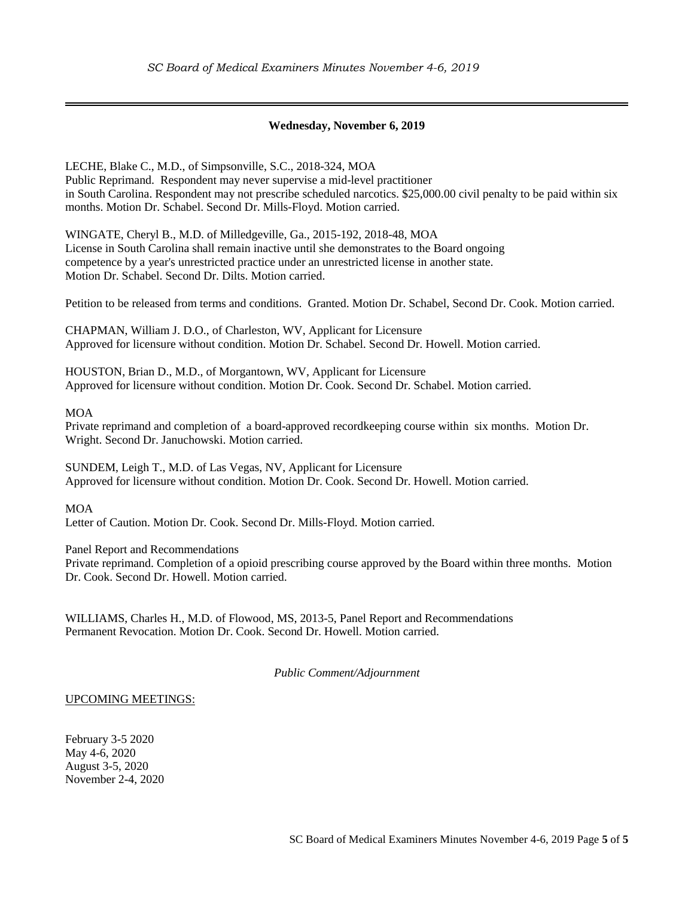**Wednesday, November 6, 2019**

LECHE, Blake C., M.D., of Simpsonville, S.C., 2018-324, MOA
Public Reprimand. Respondent may never supervise a mid-level practitioner in South Carolina. Respondent may not prescribe scheduled narcotics. $25,000.00 civil penalty to be paid within six months. Motion Dr. Schabel. Second Dr. Mills-Floyd. Motion carried.

WINGATE, Cheryl B., M.D. of Milledgeville, Ga., 2015-192, 2018-48, MOA
License in South Carolina shall remain inactive until she demonstrates to the Board ongoing competence by a year's unrestricted practice under an unrestricted license in another state. Motion Dr. Schabel. Second Dr. Dilts. Motion carried.

Petition to be released from terms and conditions. Granted. Motion Dr. Schabel, Second Dr. Cook. Motion carried.

CHAPMAN, William J. D.O., of Charleston, WV, Applicant for Licensure
Approved for licensure without condition. Motion Dr. Schabel. Second Dr. Howell. Motion carried.

HOUSTON, Brian D., M.D., of Morgantown, WV, Applicant for Licensure
Approved for licensure without condition. Motion Dr. Cook. Second Dr. Schabel. Motion carried.

MOA
Private reprimand and completion of a board-approved recordkeeping course within six months. Motion Dr. Wright. Second Dr. Januchowski. Motion carried.

SUNDEM, Leigh T., M.D. of Las Vegas, NV, Applicant for Licensure
Approved for licensure without condition. Motion Dr. Cook. Second Dr. Howell. Motion carried.

MOA
Letter of Caution. Motion Dr. Cook. Second Dr. Mills-Floyd. Motion carried.

Panel Report and Recommendations
Private reprimand. Completion of a opioid prescribing course approved by the Board within three months. Motion Dr. Cook. Second Dr. Howell. Motion carried.

WILLIAMS, Charles H., M.D. of Flowood, MS, 2013-5, Panel Report and Recommendations
Permanent Revocation. Motion Dr. Cook. Second Dr. Howell. Motion carried.

*Public Comment/Adjournment*

UPCOMING MEETINGS:

February 3-5 2020
May 4-6, 2020
August 3-5, 2020
November 2-4, 2020